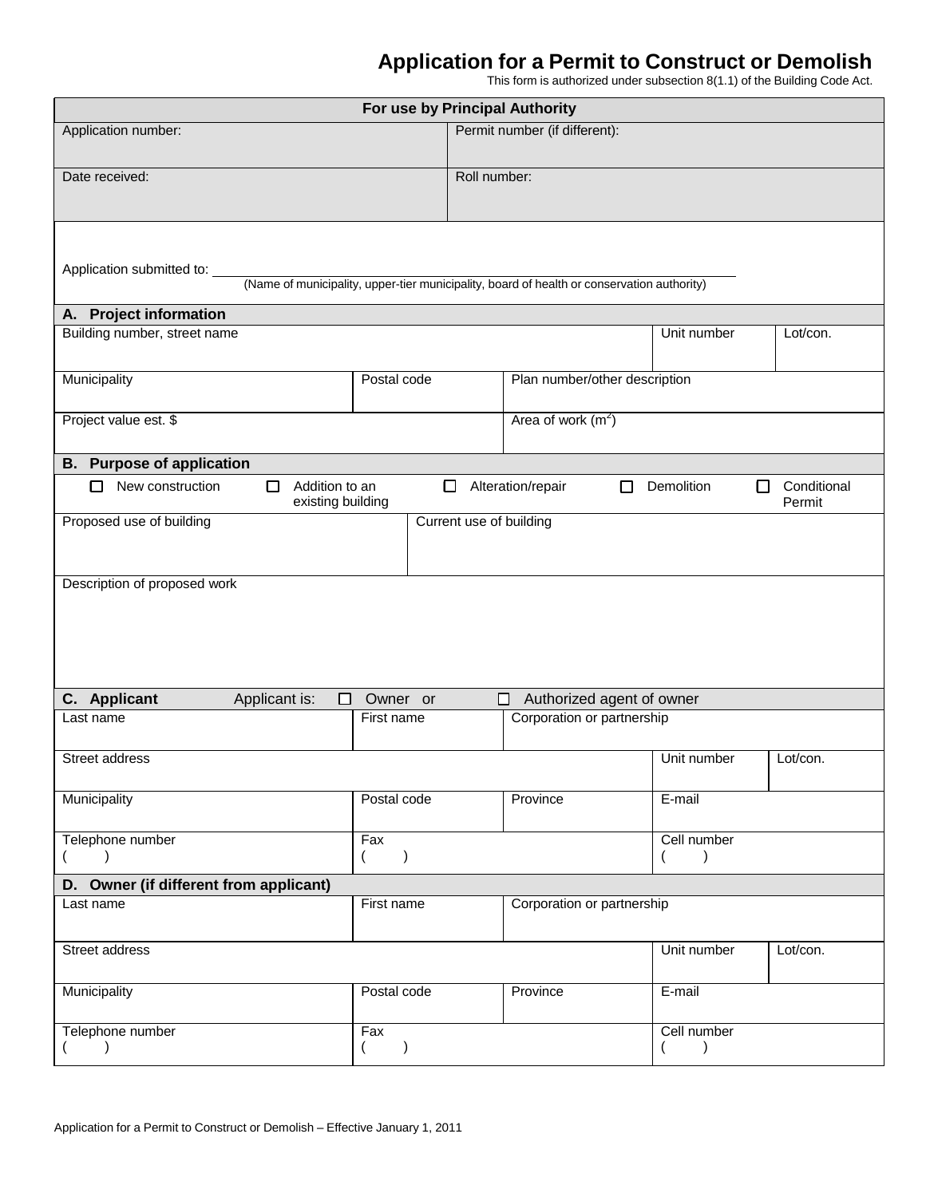# Application for a Permit to Construct or Demolish

This form is authorized under subsection 8(1.1) of the Building Code Act.

| For use by Principal Authority | |
|---|---|
| Application number: | Permit number (if different): |
| Date received: | Roll number: |

Application submitted to: ______________________________________________
(Name of municipality, upper-tier municipality, board of health or conservation authority)

## A. Project information

| Building number, street name | | Unit number | Lot/con. |
|---|---|---|---|
| Municipality | Postal code | Plan number/other description | |
| Project value est. $ | | Area of work ($m^2$) | |

## B. Purpose of application

☐ New construction ☐ Addition to an existing building ☐ Alteration/repair ☐ Demolition ☐ Conditional Permit

| Proposed use of building | Current use of building |
|---|---|
| | |

Description of proposed work

## C. Applicant

Applicant is: ☐ Owner or ☐ Authorized agent of owner

| Last name | First name | Corporation or partnership | | |
|---|---|---|---|---|
| Street address | | | Unit number | Lot/con. |
| Municipality | Postal code | Province | E-mail | |
| Telephone number ( ) | Fax ( ) | | Cell number ( ) | |

## D. Owner (if different from applicant)

| Last name | First name | Corporation or partnership | | |
|---|---|---|---|---|
| Street address | | | Unit number | Lot/con. |
| Municipality | Postal code | Province | E-mail | |
| Telephone number ( ) | Fax ( ) | | Cell number ( ) | |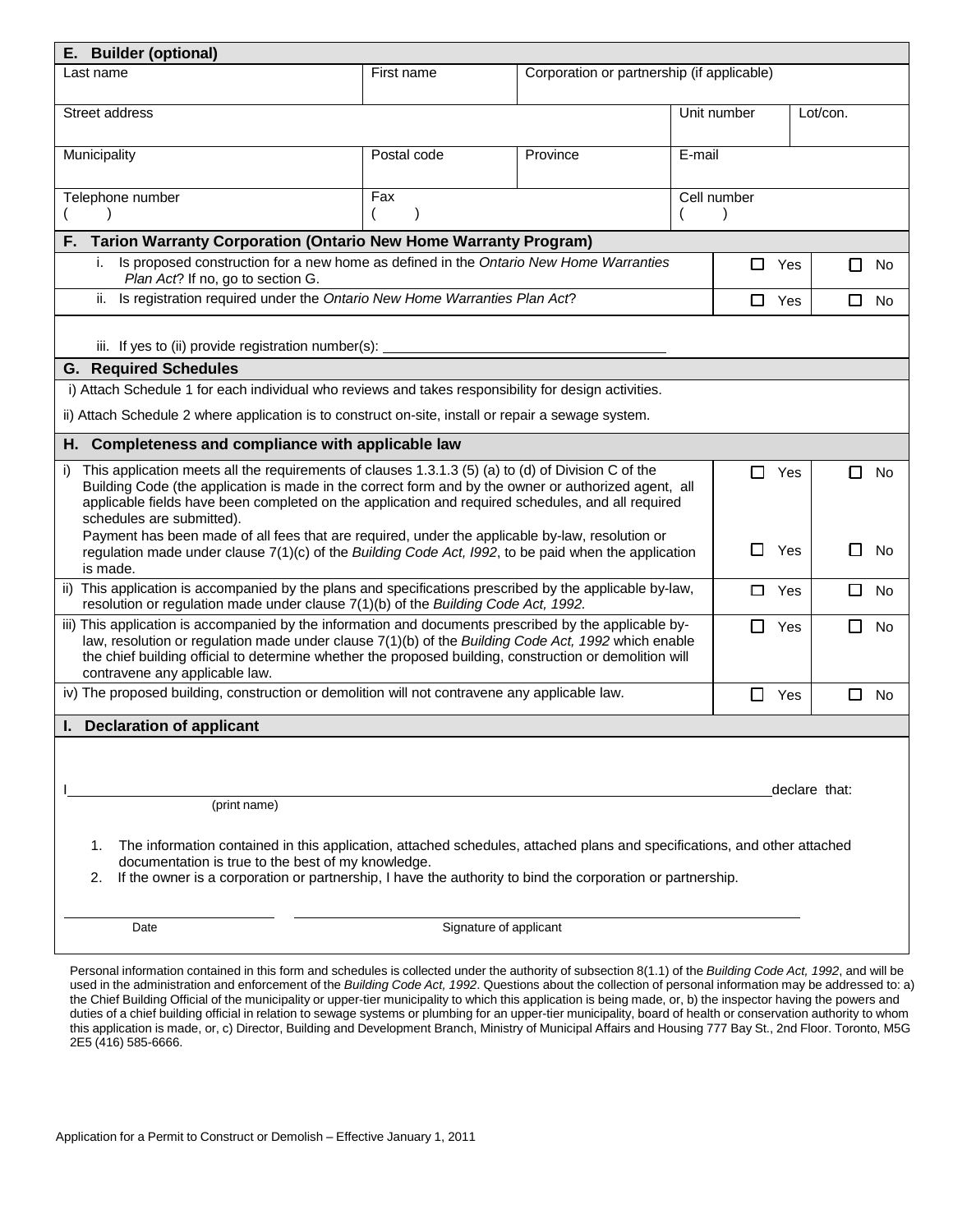## E. Builder (optional)

| Last name | First name | Corporation or partnership (if applicable) | | |
|---|---|---|---|---|
| Street address | | | Unit number | Lot/con. |
| Municipality | Postal code | Province | E-mail | |
| Telephone number ( ) | Fax ( ) | | Cell number ( ) | |

## F. Tarion Warranty Corporation (Ontario New Home Warranty Program)

| | | |
|---|---|---|
| i. Is proposed construction for a new home as defined in the *Ontario New Home Warranties Plan Act*? If no, go to section G. | ☐ Yes | ☐ No |
| ii. Is registration required under the *Ontario New Home Warranties Plan Act*? | ☐ Yes | ☐ No |

iii. If yes to (ii) provide registration number(s): ____________________________________

## G. Required Schedules

i) Attach Schedule 1 for each individual who reviews and takes responsibility for design activities.

ii) Attach Schedule 2 where application is to construct on-site, install or repair a sewage system.

## H. Completeness and compliance with applicable law

| | | |
|---|---|---|
| i) This application meets all the requirements of clauses 1.3.1.3 (5) (a) to (d) of Division C of the Building Code (the application is made in the correct form and by the owner or authorized agent, all applicable fields have been completed on the application and required schedules, and all required schedules are submitted). | ☐ Yes | ☐ No |
| Payment has been made of all fees that are required, under the applicable by-law, resolution or regulation made under clause 7(1)(c) of the *Building Code Act, I992*, to be paid when the application is made. | ☐ Yes | ☐ No |
| ii) This application is accompanied by the plans and specifications prescribed by the applicable by-law, resolution or regulation made under clause 7(1)(b) of the *Building Code Act, 1992.* | ☐ Yes | ☐ No |
| iii) This application is accompanied by the information and documents prescribed by the applicable by-law, resolution or regulation made under clause 7(1)(b) of the *Building Code Act, 1992* which enable the chief building official to determine whether the proposed building, construction or demolition will contravene any applicable law. | ☐ Yes | ☐ No |
| iv) The proposed building, construction or demolition will not contravene any applicable law. | ☐ Yes | ☐ No |

## I. Declaration of applicant

I ______________________________________________________________ declare that:
(print name)

1. The information contained in this application, attached schedules, attached plans and specifications, and other attached documentation is true to the best of my knowledge.
2. If the owner is a corporation or partnership, I have the authority to bind the corporation or partnership.

______________________ ______________________________________________
Date Signature of applicant

Personal information contained in this form and schedules is collected under the authority of subsection 8(1.1) of the *Building Code Act, 1992*, and will be used in the administration and enforcement of the *Building Code Act, 1992*. Questions about the collection of personal information may be addressed to: a) the Chief Building Official of the municipality or upper-tier municipality to which this application is being made, or, b) the inspector having the powers and duties of a chief building official in relation to sewage systems or plumbing for an upper-tier municipality, board of health or conservation authority to whom this application is made, or, c) Director, Building and Development Branch, Ministry of Municipal Affairs and Housing 777 Bay St., 2nd Floor. Toronto, M5G 2E5 (416) 585-6666.

Application for a Permit to Construct or Demolish – Effective January 1, 2011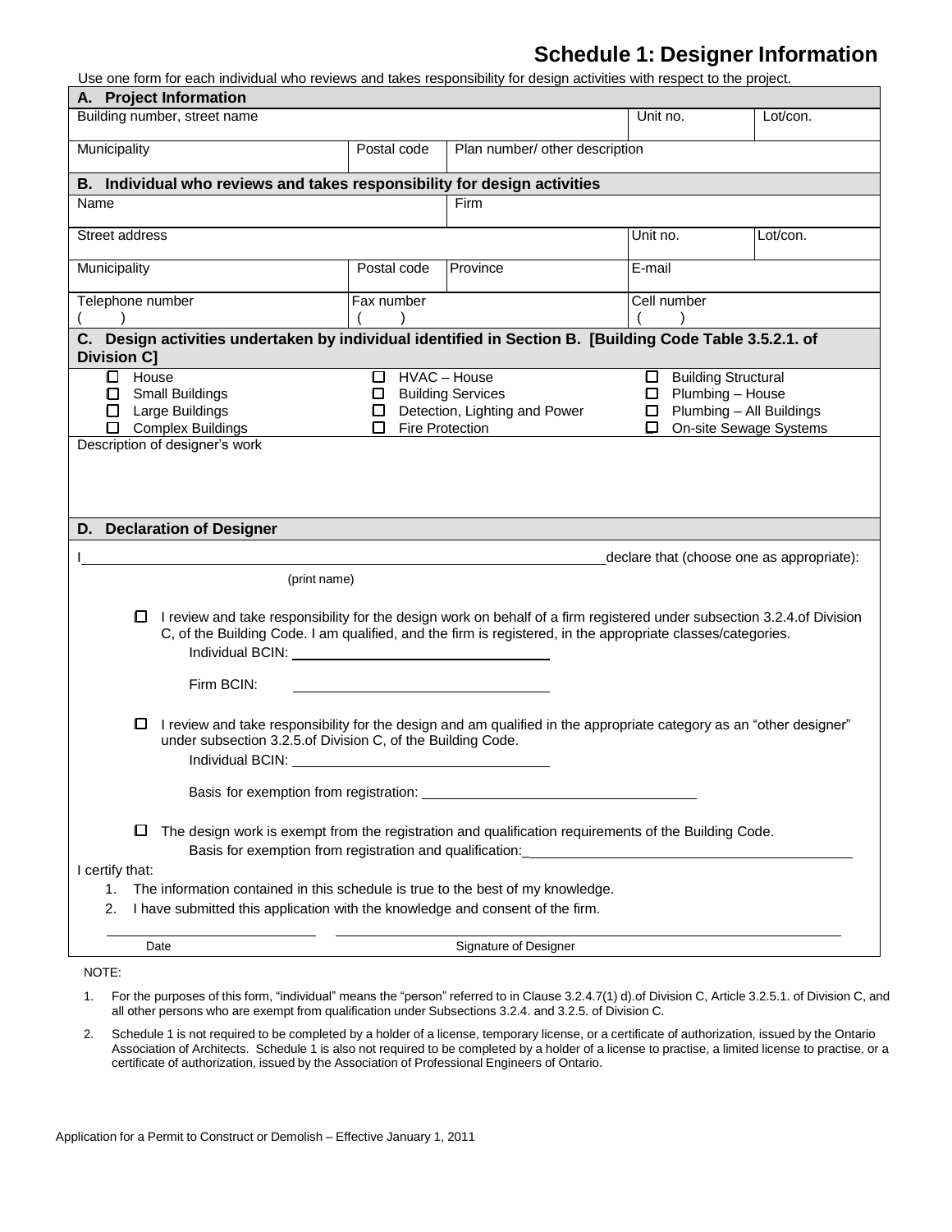# Schedule 1: Designer Information

Use one form for each individual who reviews and takes responsibility for design activities with respect to the project.

## A. Project Information

| Building number, street name | | | Unit no. | Lot/con. |
|---|---|---|---|---|
| Municipality | Postal code | Plan number/ other description | | |

## B. Individual who reviews and takes responsibility for design activities

| Name | | Firm | | |
|---|---|---|---|---|
| Street address | | | Unit no. | Lot/con. |
| Municipality | Postal code | Province | E-mail | |
| Telephone number ( ) | Fax number ( ) | | Cell number ( ) | |

## C. Design activities undertaken by individual identified in Section B. [Building Code Table 3.5.2.1. of Division C]

| | | |
|---|---|---|
| ☐ House | ☐ HVAC – House | ☐ Building Structural |
| ☐ Small Buildings | ☐ Building Services | ☐ Plumbing – House |
| ☐ Large Buildings | ☐ Detection, Lighting and Power | ☐ Plumbing – All Buildings |
| ☐ Complex Buildings | ☐ Fire Protection | ☐ On-site Sewage Systems |

Description of designer's work

## D. Declaration of Designer

I \_\_\_\_\_\_\_\_\_\_\_\_\_\_\_\_\_\_\_\_\_\_\_\_\_\_\_\_\_\_\_\_\_\_\_\_ declare that (choose one as appropriate):

(print name)

☐ I review and take responsibility for the design work on behalf of a firm registered under subsection 3.2.4.of Division C, of the Building Code. I am qualified, and the firm is registered, in the appropriate classes/categories.

Individual BCIN: \_\_\_\_\_\_\_\_\_\_\_\_\_\_\_\_\_\_\_\_

Firm BCIN: \_\_\_\_\_\_\_\_\_\_\_\_\_\_\_\_\_\_\_\_

☐ I review and take responsibility for the design and am qualified in the appropriate category as an "other designer" under subsection 3.2.5.of Division C, of the Building Code.

Individual BCIN: \_\_\_\_\_\_\_\_\_\_\_\_\_\_\_\_\_\_\_\_

Basis for exemption from registration: \_\_\_\_\_\_\_\_\_\_\_\_\_\_\_\_\_\_\_\_

☐ The design work is exempt from the registration and qualification requirements of the Building Code.

Basis for exemption from registration and qualification: \_\_\_\_\_\_\_\_\_\_\_\_\_\_\_\_\_\_\_\_

I certify that:

1. The information contained in this schedule is true to the best of my knowledge.
2. I have submitted this application with the knowledge and consent of the firm.

\_\_\_\_\_\_\_\_\_\_\_\_\_\_\_\_\_\_\_\_ \_\_\_\_\_\_\_\_\_\_\_\_\_\_\_\_\_\_\_\_

Date Signature of Designer

NOTE:

1. For the purposes of this form, "individual" means the "person" referred to in Clause 3.2.4.7(1) d).of Division C, Article 3.2.5.1. of Division C, and all other persons who are exempt from qualification under Subsections 3.2.4. and 3.2.5. of Division C.
2. Schedule 1 is not required to be completed by a holder of a license, temporary license, or a certificate of authorization, issued by the Ontario Association of Architects. Schedule 1 is also not required to be completed by a holder of a license to practise, a limited license to practise, or a certificate of authorization, issued by the Association of Professional Engineers of Ontario.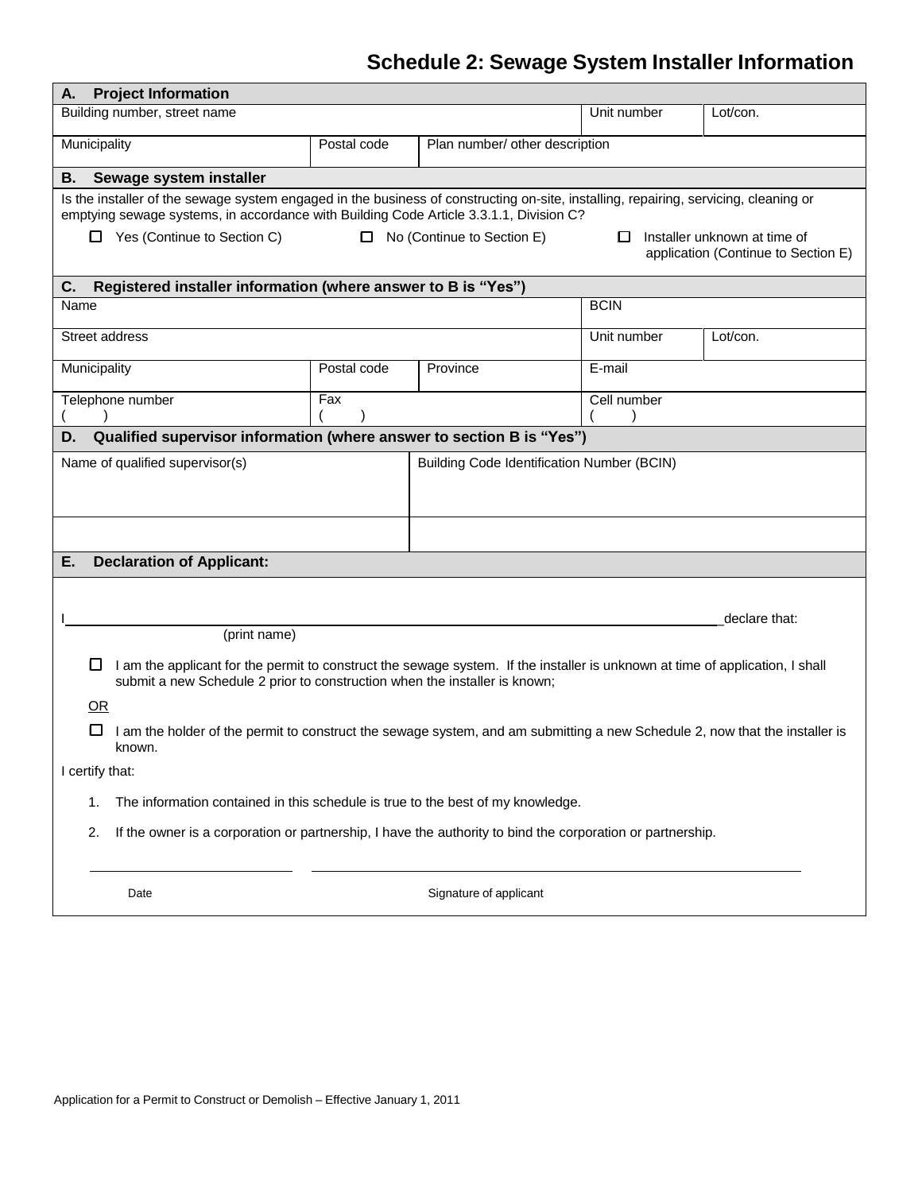# Schedule 2: Sewage System Installer Information

## A. Project Information

| Building number, street name | | | Unit number | Lot/con. |
|---|---|---|---|---|
| Municipality | Postal code | Plan number/ other description | | |

## B. Sewage system installer

Is the installer of the sewage system engaged in the business of constructing on-site, installing, repairing, servicing, cleaning or emptying sewage systems, in accordance with Building Code Article 3.3.1.1, Division C?

☐ Yes (Continue to Section C) ☐ No (Continue to Section E) ☐ Installer unknown at time of application (Continue to Section E)

## C. Registered installer information (where answer to B is "Yes")

| Name | | | BCIN | |
|---|---|---|---|---|
| Street address | | | Unit number | Lot/con. |
| Municipality | Postal code | Province | E-mail | |
| Telephone number ( ) | Fax ( ) | | Cell number ( ) | |

## D. Qualified supervisor information (where answer to section B is "Yes")

| Name of qualified supervisor(s) | Building Code Identification Number (BCIN) |
|---|---|
| | |
| | |

## E. Declaration of Applicant:

I_______________________________________________ declare that:
(print name)

☐ I am the applicant for the permit to construct the sewage system. If the installer is unknown at time of application, I shall submit a new Schedule 2 prior to construction when the installer is known;

OR

☐ I am the holder of the permit to construct the sewage system, and am submitting a new Schedule 2, now that the installer is known.

I certify that:

1. The information contained in this schedule is true to the best of my knowledge.
2. If the owner is a corporation or partnership, I have the authority to bind the corporation or partnership.

_______________________ _______________________________________

Date Signature of applicant

Application for a Permit to Construct or Demolish – Effective January 1, 2011